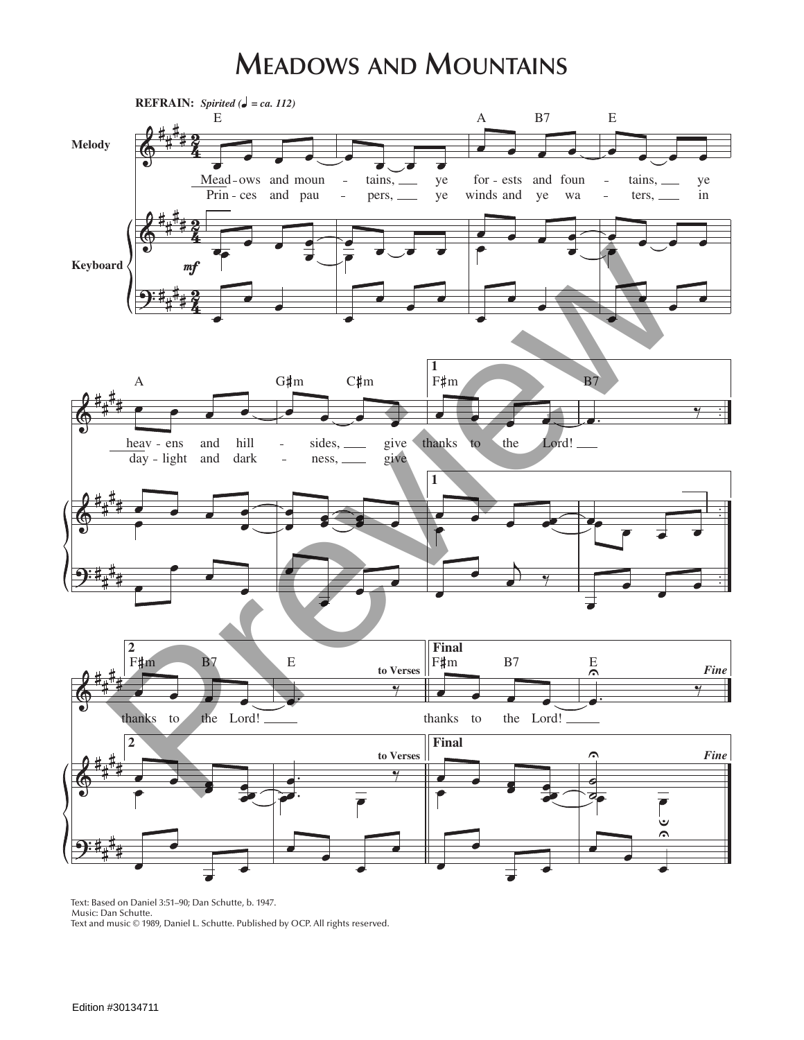# Meadows and Mountains

**REFRAIN:** *Spirited (♩ = ca. 112)*

Meadows and mountains, ye forests and fountains, ye heavens and hillsides, give thanks to the Lord!
Princes and paupers, ye winds and ye waters, in daylight and darkness, give thanks to the Lord!

thanks to the Lord! *to Verses*

**Final** thanks to the Lord! *Fine*

Text: Based on Daniel 3:51–90; Dan Schutte, b. 1947.
Music: Dan Schutte.
Text and music © 1989, Daniel L. Schutte. Published by OCP. All rights reserved.

Edition #30134711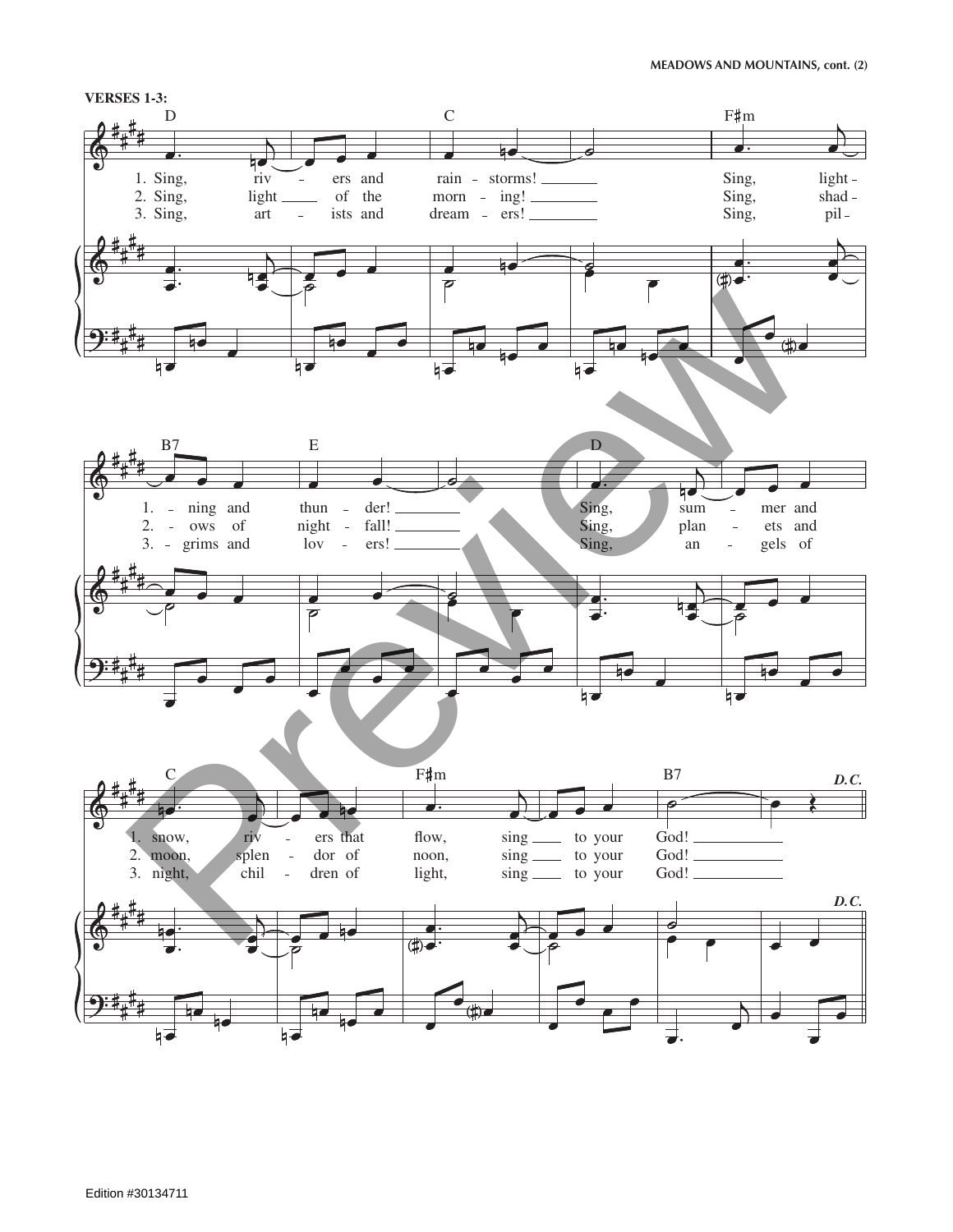**VERSES 1-3:**

D — C — F♯m — B7 — E — D — C — F♯m — B7 — *D.C.*

1. Sing, riv - ers and rain - storms! Sing, light - ning and thun - der! Sing, sum - mer and snow, riv - ers that flow, sing to your God!

2. Sing, light of the morn - ing! Sing, shad - ows of night - fall! Sing, plan - ets and moon, splen - dor of noon, sing to your God!

3. Sing, art - ists and dream - ers! Sing, pil - grims and lov - ers! Sing, an - gels of night, chil - dren of light, sing to your God!

*D.C.*

Edition #30134711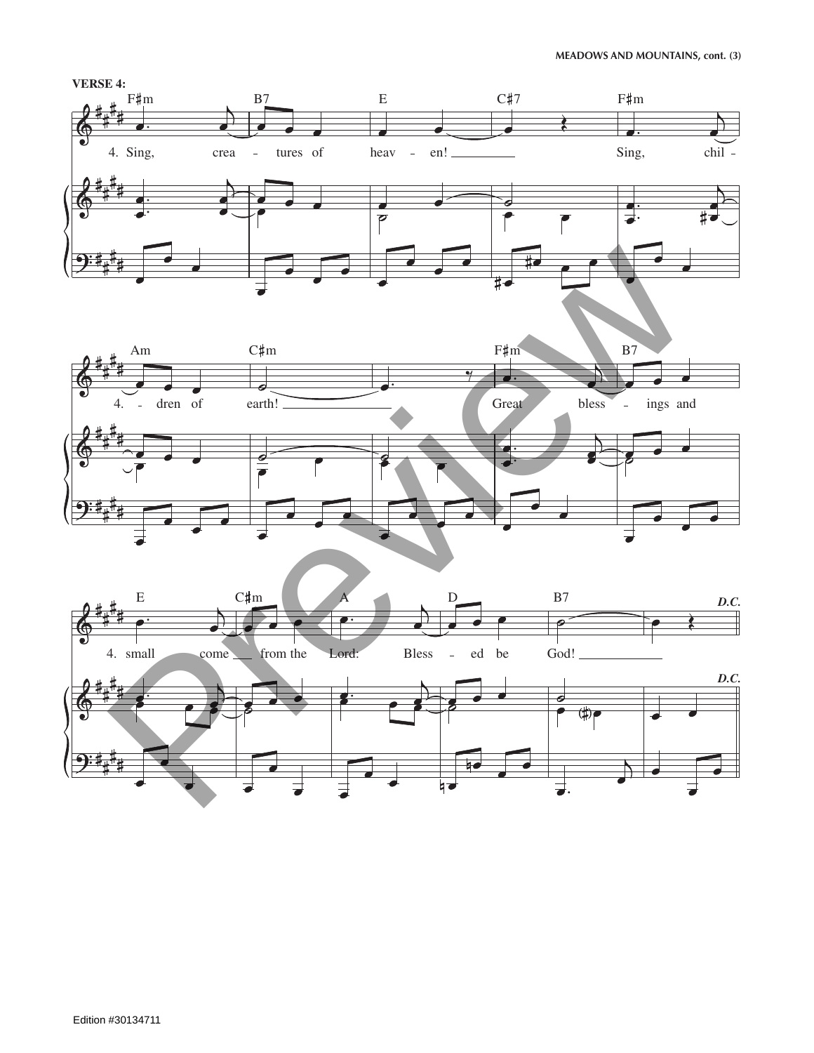**VERSE 4:**

F♯m B7 E C♯7 F♯m

4. Sing, crea - tures of heav - en! Sing, chil -

Am C♯m F♯m B7

4. - dren of earth! Great bless - ings and

E C♯m A D B7 *D.C.*

4. small come from the Lord: Bless - ed be God!

Edition #30134711